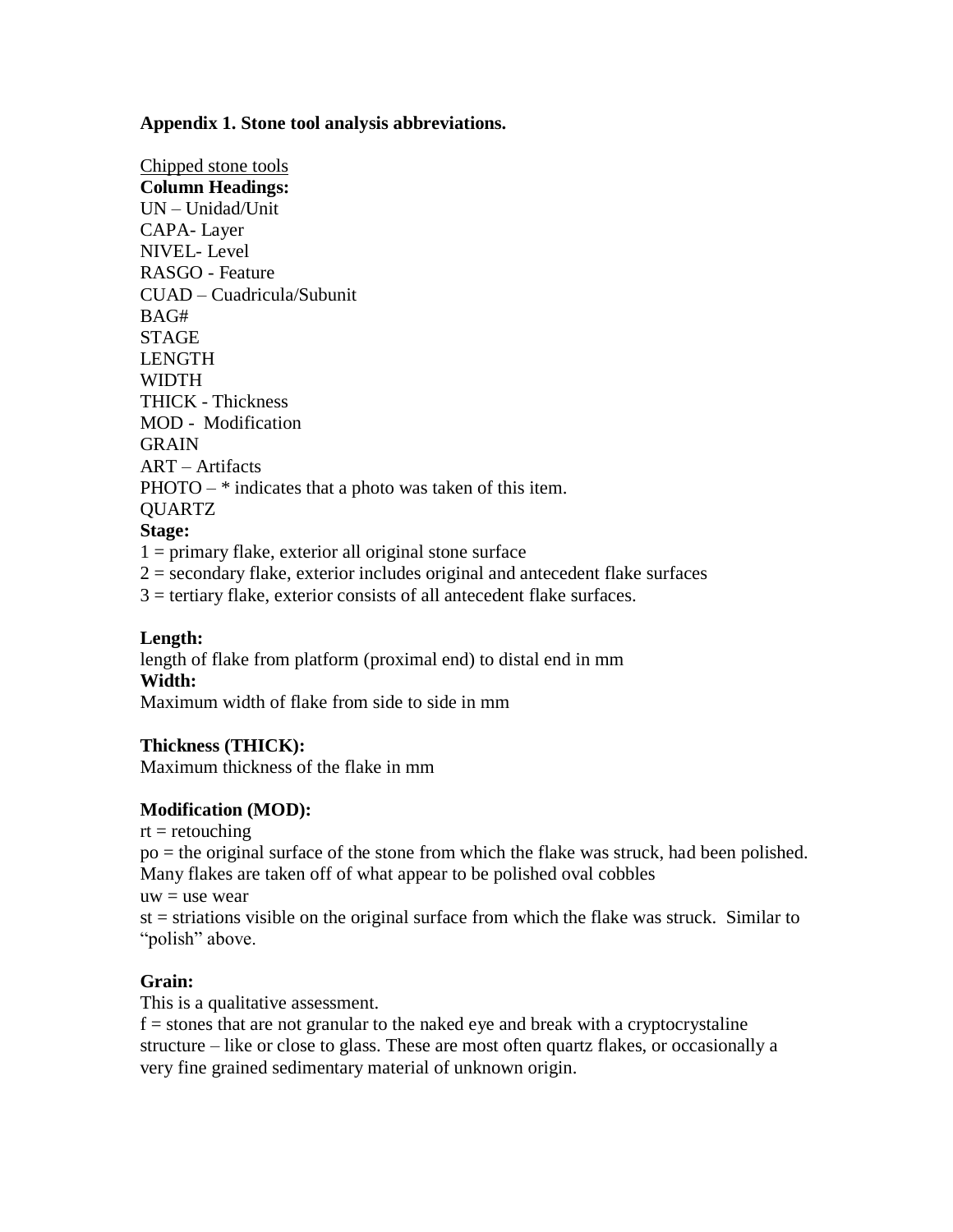**Appendix 1. Stone tool analysis abbreviations.**

<u>Chipped stone tools</u>

**Column Headings:**

UN – Unidad/Unit
CAPA- Layer
NIVEL- Level
RASGO - Feature
CUAD – Cuadricula/Subunit
BAG#
STAGE
LENGTH
WIDTH
THICK - Thickness
MOD - Modification
GRAIN
ART – Artifacts
PHOTO – * indicates that a photo was taken of this item.
QUARTZ

**Stage:**

1 = primary flake, exterior all original stone surface
2 = secondary flake, exterior includes original and antecedent flake surfaces
3 = tertiary flake, exterior consists of all antecedent flake surfaces.

**Length:**

length of flake from platform (proximal end) to distal end in mm

**Width:**

Maximum width of flake from side to side in mm

**Thickness (THICK):**

Maximum thickness of the flake in mm

**Modification (MOD):**

rt = retouching
po = the original surface of the stone from which the flake was struck, had been polished. Many flakes are taken off of what appear to be polished oval cobbles
uw = use wear
st = striations visible on the original surface from which the flake was struck. Similar to "polish" above.

**Grain:**

This is a qualitative assessment.
f = stones that are not granular to the naked eye and break with a cryptocrystaline structure – like or close to glass. These are most often quartz flakes, or occasionally a very fine grained sedimentary material of unknown origin.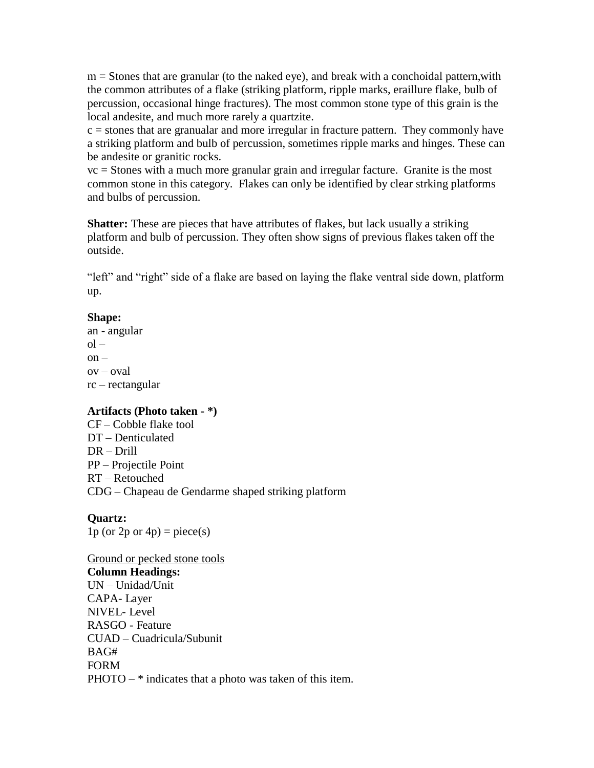m = Stones that are granular (to the naked eye), and break with a conchoidal pattern,with the common attributes of a flake (striking platform, ripple marks, eraillure flake, bulb of percussion, occasional hinge fractures). The most common stone type of this grain is the local andesite, and much more rarely a quartzite.
c = stones that are granualar and more irregular in fracture pattern. They commonly have a striking platform and bulb of percussion, sometimes ripple marks and hinges. These can be andesite or granitic rocks.
vc = Stones with a much more granular grain and irregular facture. Granite is the most common stone in this category. Flakes can only be identified by clear strking platforms and bulbs of percussion.

**Shatter:** These are pieces that have attributes of flakes, but lack usually a striking platform and bulb of percussion. They often show signs of previous flakes taken off the outside.

“left” and “right” side of a flake are based on laying the flake ventral side down, platform up.

**Shape:**
an - angular
ol –
on –
ov – oval
rc – rectangular

**Artifacts (Photo taken - *)**
CF – Cobble flake tool
DT – Denticulated
DR – Drill
PP – Projectile Point
RT – Retouched
CDG – Chapeau de Gendarme shaped striking platform

**Quartz:**
1p (or 2p or 4p) = piece(s)

<u>Ground or pecked stone tools</u>
**Column Headings:**
UN – Unidad/Unit
CAPA- Layer
NIVEL- Level
RASGO - Feature
CUAD – Cuadricula/Subunit
BAG#
FORM
PHOTO – * indicates that a photo was taken of this item.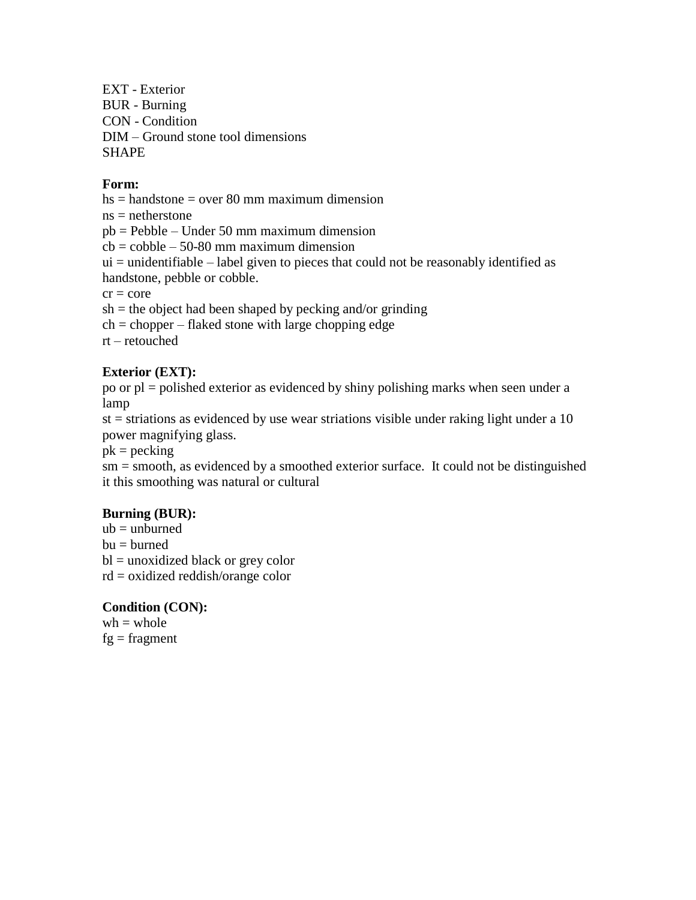EXT - Exterior
BUR - Burning
CON - Condition
DIM – Ground stone tool dimensions
SHAPE

**Form:**
hs = handstone = over 80 mm maximum dimension
ns = netherstone
pb = Pebble – Under 50 mm maximum dimension
cb = cobble – 50-80 mm maximum dimension
ui = unidentifiable – label given to pieces that could not be reasonably identified as handstone, pebble or cobble.
cr = core
sh = the object had been shaped by pecking and/or grinding
ch = chopper – flaked stone with large chopping edge
rt – retouched

**Exterior (EXT):**
po or pl = polished exterior as evidenced by shiny polishing marks when seen under a lamp
st = striations as evidenced by use wear striations visible under raking light under a 10 power magnifying glass.
pk = pecking
sm = smooth, as evidenced by a smoothed exterior surface. It could not be distinguished it this smoothing was natural or cultural

**Burning (BUR):**
ub = unburned
bu = burned
bl = unoxidized black or grey color
rd = oxidized reddish/orange color

**Condition (CON):**
wh = whole
fg = fragment